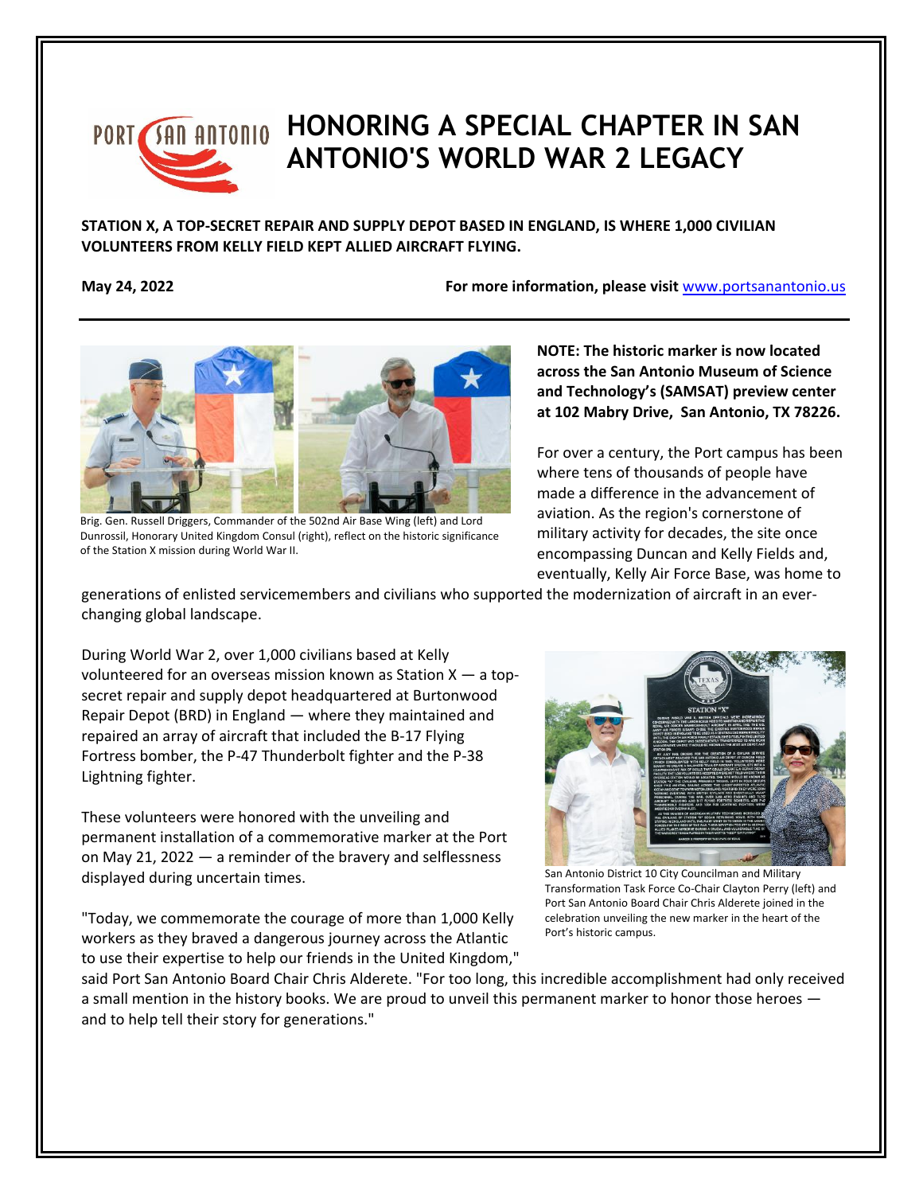# HONORING A SPECIAL CHAPTER IN SAN ANTONIO'S WORLD WAR 2 LEGACY

**STATION X, A TOP-SECRET REPAIR AND SUPPLY DEPOT BASED IN ENGLAND, IS WHERE 1,000 CIVILIAN VOLUNTEERS FROM KELLY FIELD KEPT ALLIED AIRCRAFT FLYING.**

**May 24, 2022** **For more information, please visit** www.portsanantonio.us

Brig. Gen. Russell Driggers, Commander of the 502nd Air Base Wing (left) and Lord Dunrossil, Honorary United Kingdom Consul (right), reflect on the historic significance of the Station X mission during World War II.

**NOTE: The historic marker is now located across the San Antonio Museum of Science and Technology's (SAMSAT) preview center at 102 Mabry Drive, San Antonio, TX 78226.**

For over a century, the Port campus has been where tens of thousands of people have made a difference in the advancement of aviation. As the region's cornerstone of military activity for decades, the site once encompassing Duncan and Kelly Fields and, eventually, Kelly Air Force Base, was home to generations of enlisted servicemembers and civilians who supported the modernization of aircraft in an ever-changing global landscape.

During World War 2, over 1,000 civilians based at Kelly volunteered for an overseas mission known as Station X — a top-secret repair and supply depot headquartered at Burtonwood Repair Depot (BRD) in England — where they maintained and repaired an array of aircraft that included the B-17 Flying Fortress bomber, the P-47 Thunderbolt fighter and the P-38 Lightning fighter.

These volunteers were honored with the unveiling and permanent installation of a commemorative marker at the Port on May 21, 2022 — a reminder of the bravery and selflessness displayed during uncertain times.

San Antonio District 10 City Councilman and Military Transformation Task Force Co-Chair Clayton Perry (left) and Port San Antonio Board Chair Chris Alderete joined in the celebration unveiling the new marker in the heart of the Port's historic campus.

"Today, we commemorate the courage of more than 1,000 Kelly workers as they braved a dangerous journey across the Atlantic to use their expertise to help our friends in the United Kingdom," said Port San Antonio Board Chair Chris Alderete. "For too long, this incredible accomplishment had only received a small mention in the history books. We are proud to unveil this permanent marker to honor those heroes — and to help tell their story for generations."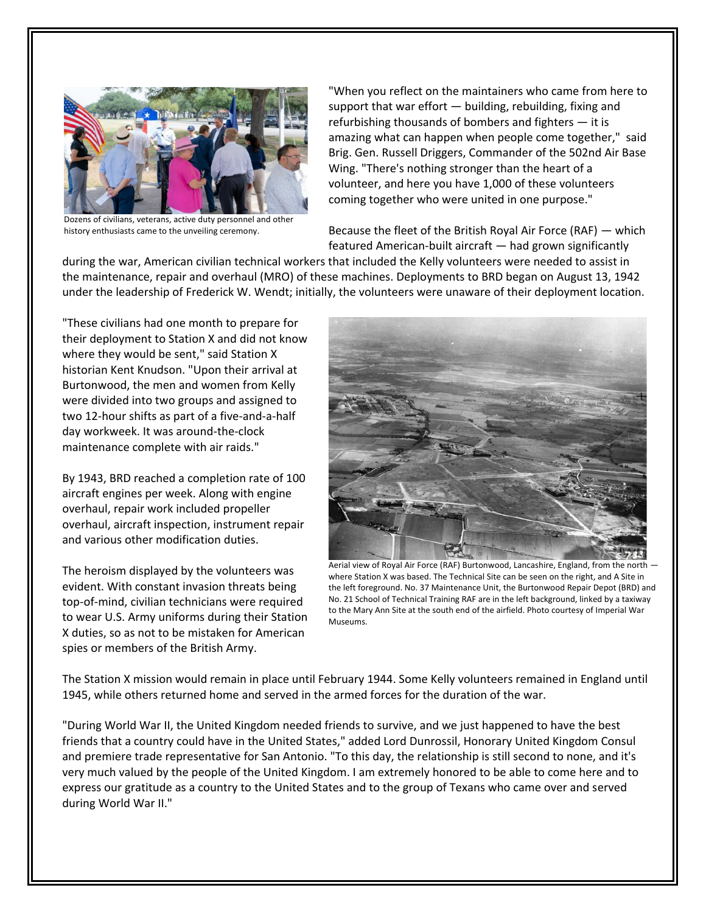Dozens of civilians, veterans, active duty personnel and other history enthusiasts came to the unveiling ceremony.

"When you reflect on the maintainers who came from here to support that war effort — building, rebuilding, fixing and refurbishing thousands of bombers and fighters — it is amazing what can happen when people come together," said Brig. Gen. Russell Driggers, Commander of the 502nd Air Base Wing. "There's nothing stronger than the heart of a volunteer, and here you have 1,000 of these volunteers coming together who were united in one purpose."

Because the fleet of the British Royal Air Force (RAF) — which featured American-built aircraft — had grown significantly during the war, American civilian technical workers that included the Kelly volunteers were needed to assist in the maintenance, repair and overhaul (MRO) of these machines. Deployments to BRD began on August 13, 1942 under the leadership of Frederick W. Wendt; initially, the volunteers were unaware of their deployment location.

"These civilians had one month to prepare for their deployment to Station X and did not know where they would be sent," said Station X historian Kent Knudson. "Upon their arrival at Burtonwood, the men and women from Kelly were divided into two groups and assigned to two 12-hour shifts as part of a five-and-a-half day workweek. It was around-the-clock maintenance complete with air raids."

By 1943, BRD reached a completion rate of 100 aircraft engines per week. Along with engine overhaul, repair work included propeller overhaul, aircraft inspection, instrument repair and various other modification duties.

The heroism displayed by the volunteers was evident. With constant invasion threats being top-of-mind, civilian technicians were required to wear U.S. Army uniforms during their Station X duties, so as not to be mistaken for American spies or members of the British Army.

Aerial view of Royal Air Force (RAF) Burtonwood, Lancashire, England, from the north — where Station X was based. The Technical Site can be seen on the right, and A Site in the left foreground. No. 37 Maintenance Unit, the Burtonwood Repair Depot (BRD) and No. 21 School of Technical Training RAF are in the left background, linked by a taxiway to the Mary Ann Site at the south end of the airfield. Photo courtesy of Imperial War Museums.

The Station X mission would remain in place until February 1944. Some Kelly volunteers remained in England until 1945, while others returned home and served in the armed forces for the duration of the war.

"During World War II, the United Kingdom needed friends to survive, and we just happened to have the best friends that a country could have in the United States," added Lord Dunrossil, Honorary United Kingdom Consul and premiere trade representative for San Antonio. "To this day, the relationship is still second to none, and it's very much valued by the people of the United Kingdom. I am extremely honored to be able to come here and to express our gratitude as a country to the United States and to the group of Texans who came over and served during World War II."